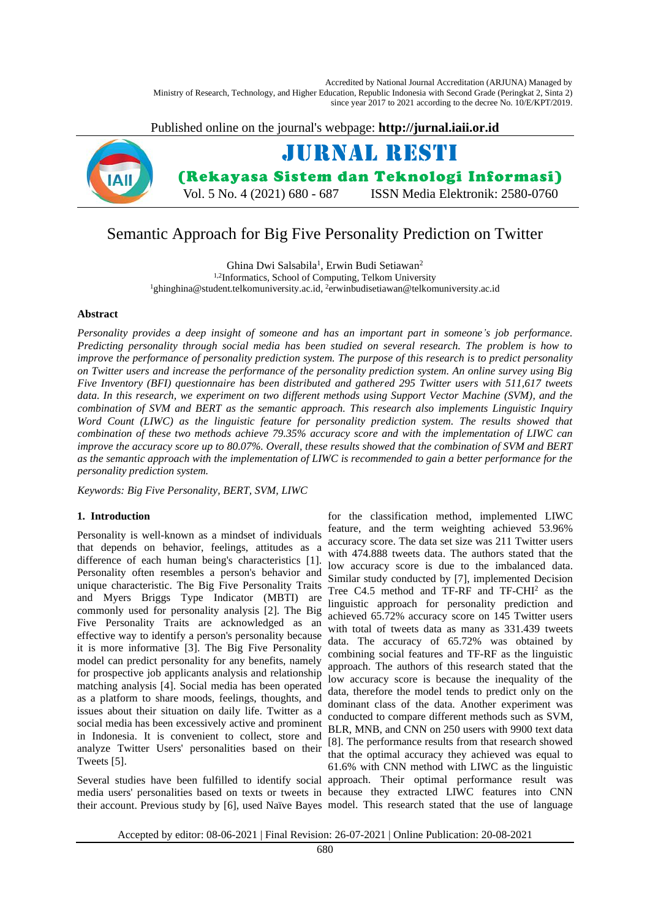# Semantic Approach for Big Five Personality Prediction on Twitter

Ghina Dwi Salsabila[1], Erwin Budi Setiawan[2]

[1,2]Informatics, School of Computing, Telkom University

[1]ghinghina@student.telkomuniversity.ac.id, [2]erwinbudisetiawan@telkomuniversity.ac.id

## Abstract

*Personality provides a deep insight of someone and has an important part in someone's job performance. Predicting personality through social media has been studied on several research. The problem is how to improve the performance of personality prediction system. The purpose of this research is to predict personality on Twitter users and increase the performance of the personality prediction system. An online survey using Big Five Inventory (BFI) questionnaire has been distributed and gathered 295 Twitter users with 511,617 tweets data. In this research, we experiment on two different methods using Support Vector Machine (SVM), and the combination of SVM and BERT as the semantic approach. This research also implements Linguistic Inquiry Word Count (LIWC) as the linguistic feature for personality prediction system. The results showed that combination of these two methods achieve 79.35% accuracy score and with the implementation of LIWC can improve the accuracy score up to 80.07%. Overall, these results showed that the combination of SVM and BERT as the semantic approach with the implementation of LIWC is recommended to gain a better performance for the personality prediction system.*

*Keywords: Big Five Personality, BERT, SVM, LIWC*

## 1. Introduction

Personality is well-known as a mindset of individuals that depends on behavior, feelings, attitudes as a difference of each human being's characteristics [1]. Personality often resembles a person's behavior and unique characteristic. The Big Five Personality Traits and Myers Briggs Type Indicator (MBTI) are commonly used for personality analysis [2]. The Big Five Personality Traits are acknowledged as an effective way to identify a person's personality because it is more informative [3]. The Big Five Personality model can predict personality for any benefits, namely for prospective job applicants analysis and relationship matching analysis [4]. Social media has been operated as a platform to share moods, feelings, thoughts, and issues about their situation on daily life. Twitter as a social media has been excessively active and prominent in Indonesia. It is convenient to collect, store and analyze Twitter Users' personalities based on their Tweets [5].

Several studies have been fulfilled to identify social media users' personalities based on texts or tweets in their account. Previous study by [6], used Naïve Bayes for the classification method, implemented LIWC feature, and the term weighting achieved 53.96% accuracy score. The data set size was 211 Twitter users with 474.888 tweets data. The authors stated that the low accuracy score is due to the imbalanced data. Similar study conducted by [7], implemented Decision Tree C4.5 method and TF-RF and TF-CHI$^2$ as the linguistic approach for personality prediction and achieved 65.72% accuracy score on 145 Twitter users with total of tweets data as many as 331.439 tweets data. The accuracy of 65.72% was obtained by combining social features and TF-RF as the linguistic approach. The authors of this research stated that the low accuracy score is because the inequality of the data, therefore the model tends to predict only on the dominant class of the data. Another experiment was conducted to compare different methods such as SVM, BLR, MNB, and CNN on 250 users with 9900 text data [8]. The performance results from that research showed that the optimal accuracy they achieved was equal to 61.6% with CNN method with LIWC as the linguistic approach. Their optimal performance result was because they extracted LIWC features into CNN model. This research stated that the use of language

Accepted by editor: 08-06-2021 | Final Revision: 26-07-2021 | Online Publication: 20-08-2021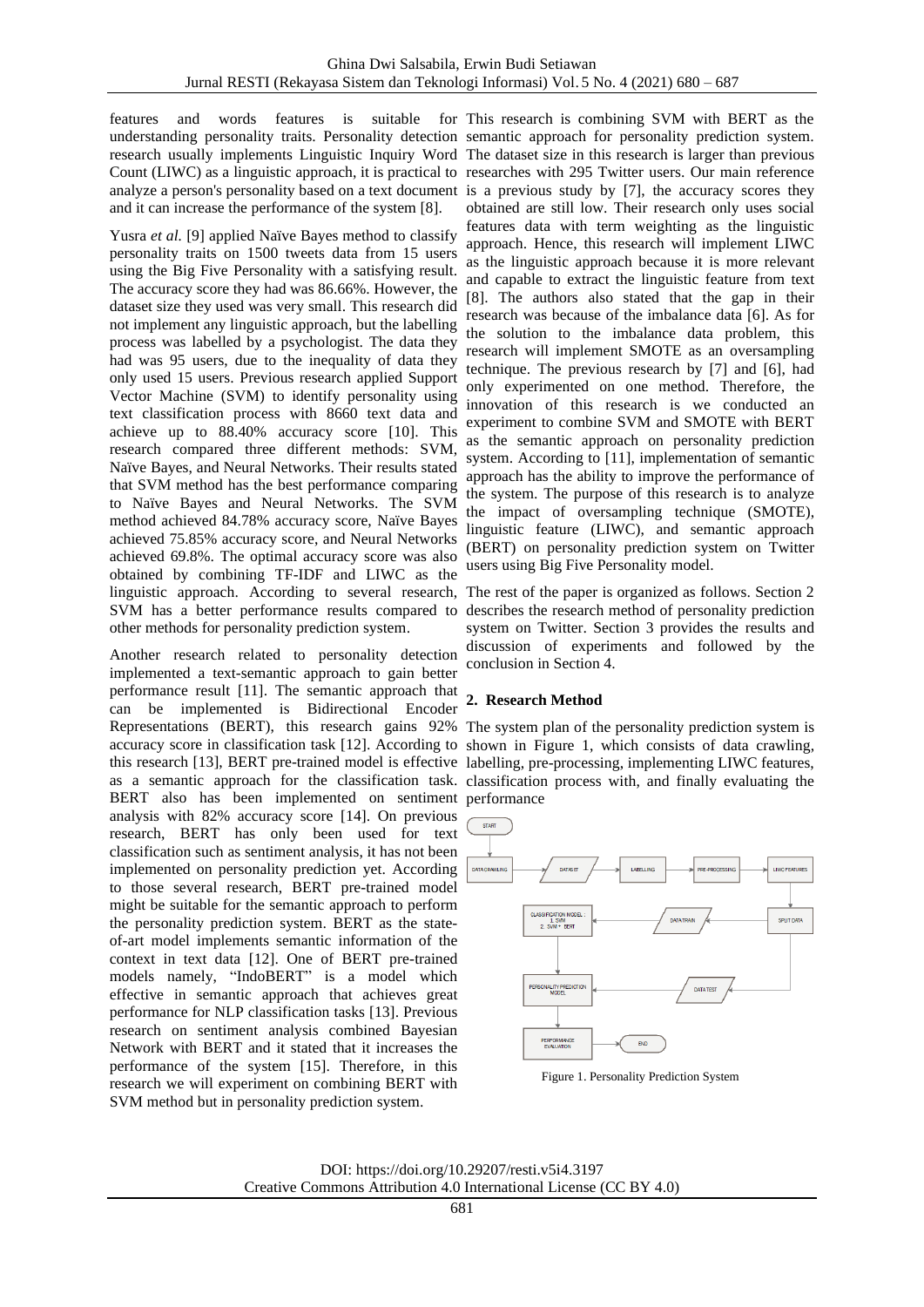features and words features is suitable for understanding personality traits. Personality detection research usually implements Linguistic Inquiry Word Count (LIWC) as a linguistic approach, it is practical to analyze a person's personality based on a text document and it can increase the performance of the system [8].

Yusra *et al.* [9] applied Naïve Bayes method to classify personality traits on 1500 tweets data from 15 users using the Big Five Personality with a satisfying result. The accuracy score they had was 86.66%. However, the dataset size they used was very small. This research did not implement any linguistic approach, but the labelling process was labelled by a psychologist. The data they had was 95 users, due to the inequality of data they only used 15 users. Previous research applied Support Vector Machine (SVM) to identify personality using text classification process with 8660 text data and achieve up to 88.40% accuracy score [10]. This research compared three different methods: SVM, Naïve Bayes, and Neural Networks. Their results stated that SVM method has the best performance comparing to Naïve Bayes and Neural Networks. The SVM method achieved 84.78% accuracy score, Naïve Bayes achieved 75.85% accuracy score, and Neural Networks achieved 69.8%. The optimal accuracy score was also obtained by combining TF-IDF and LIWC as the linguistic approach. According to several research, SVM has a better performance results compared to other methods for personality prediction system.

Another research related to personality detection implemented a text-semantic approach to gain better performance result [11]. The semantic approach that can be implemented is Bidirectional Encoder Representations (BERT), this research gains 92% accuracy score in classification task [12]. According to this research [13], BERT pre-trained model is effective as a semantic approach for the classification task. BERT also has been implemented on sentiment analysis with 82% accuracy score [14]. On previous research, BERT has only been used for text classification such as sentiment analysis, it has not been implemented on personality prediction yet. According to those several research, BERT pre-trained model might be suitable for the semantic approach to perform the personality prediction system. BERT as the state-of-art model implements semantic information of the context in text data [12]. One of BERT pre-trained models namely, "IndoBERT" is a model which effective in semantic approach that achieves great performance for NLP classification tasks [13]. Previous research on sentiment analysis combined Bayesian Network with BERT and it stated that it increases the performance of the system [15]. Therefore, in this research we will experiment on combining BERT with SVM method but in personality prediction system.

This research is combining SVM with BERT as the semantic approach for personality prediction system. The dataset size in this research is larger than previous researches with 295 Twitter users. Our main reference is a previous study by [7], the accuracy scores they obtained are still low. Their research only uses social features data with term weighting as the linguistic approach. Hence, this research will implement LIWC as the linguistic approach because it is more relevant and capable to extract the linguistic feature from text [8]. The authors also stated that the gap in their research was because of the imbalance data [6]. As for the solution to the imbalance data problem, this research will implement SMOTE as an oversampling technique. The previous research by [7] and [6], had only experimented on one method. Therefore, the innovation of this research is we conducted an experiment to combine SVM and SMOTE with BERT as the semantic approach on personality prediction system. According to [11], implementation of semantic approach has the ability to improve the performance of the system. The purpose of this research is to analyze the impact of oversampling technique (SMOTE), linguistic feature (LIWC), and semantic approach (BERT) on personality prediction system on Twitter users using Big Five Personality model.

The rest of the paper is organized as follows. Section 2 describes the research method of personality prediction system on Twitter. Section 3 provides the results and discussion of experiments and followed by the conclusion in Section 4.

## 2. Research Method

The system plan of the personality prediction system is shown in Figure 1, which consists of data crawling, labelling, pre-processing, implementing LIWC features, classification process with, and finally evaluating the performance

Figure 1. Personality Prediction System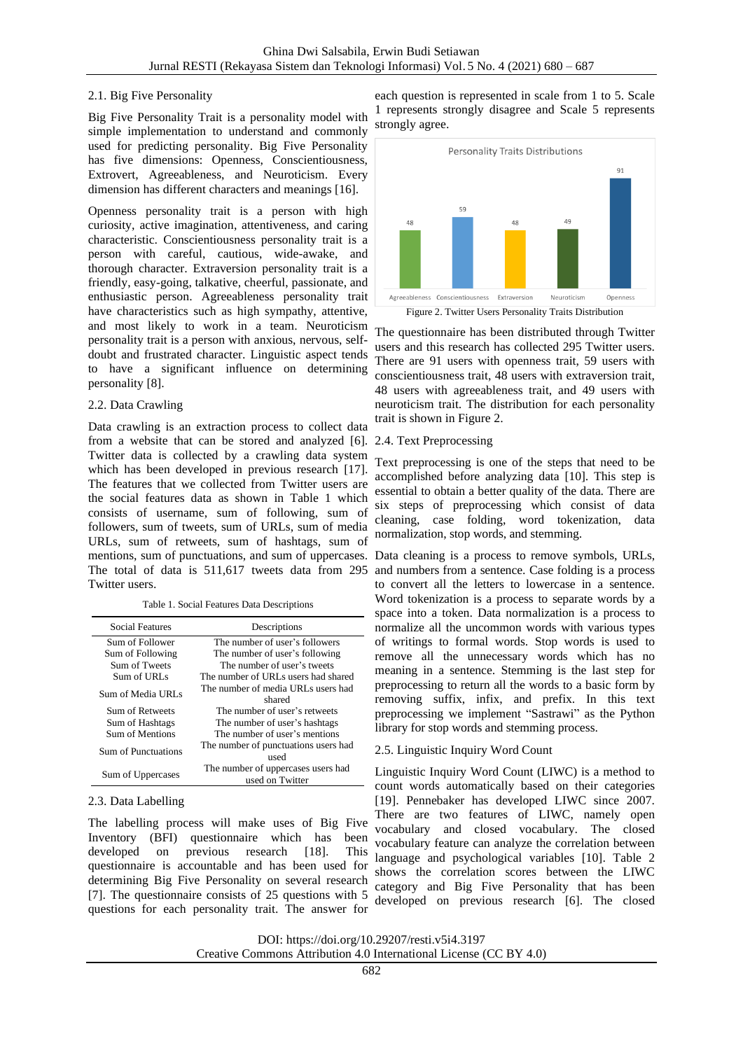### 2.1. Big Five Personality

Big Five Personality Trait is a personality model with simple implementation to understand and commonly used for predicting personality. Big Five Personality has five dimensions: Openness, Conscientiousness, Extrovert, Agreeableness, and Neuroticism. Every dimension has different characters and meanings [16].

Openness personality trait is a person with high curiosity, active imagination, attentiveness, and caring characteristic. Conscientiousness personality trait is a person with careful, cautious, wide-awake, and thorough character. Extraversion personality trait is a friendly, easy-going, talkative, cheerful, passionate, and enthusiastic person. Agreeableness personality trait have characteristics such as high sympathy, attentive, and most likely to work in a team. Neuroticism personality trait is a person with anxious, nervous, self-doubt and frustrated character. Linguistic aspect tends to have a significant influence on determining personality [8].

### 2.2. Data Crawling

Data crawling is an extraction process to collect data from a website that can be stored and analyzed [6]. Twitter data is collected by a crawling data system which has been developed in previous research [17]. The features that we collected from Twitter users are the social features data as shown in Table 1 which consists of username, sum of following, sum of followers, sum of tweets, sum of URLs, sum of media URLs, sum of retweets, sum of hashtags, sum of mentions, sum of punctuations, and sum of uppercases. The total of data is 511,617 tweets data from 295 Twitter users.

Table 1. Social Features Data Descriptions

| Social Features | Descriptions |
|---|---|
| Sum of Follower | The number of user's followers |
| Sum of Following | The number of user's following |
| Sum of Tweets | The number of user's tweets |
| Sum of URLs | The number of URLs users had shared |
| Sum of Media URLs | The number of media URLs users had shared |
| Sum of Retweets | The number of user's retweets |
| Sum of Hashtags | The number of user's hashtags |
| Sum of Mentions | The number of user's mentions |
| Sum of Punctuations | The number of punctuations users had used |
| Sum of Uppercases | The number of uppercases users had used on Twitter |

### 2.3. Data Labelling

The labelling process will make uses of Big Five Inventory (BFI) questionnaire which has been developed on previous research [18]. This questionnaire is accountable and has been used for determining Big Five Personality on several research [7]. The questionnaire consists of 25 questions with 5 questions for each personality trait. The answer for each question is represented in scale from 1 to 5. Scale 1 represents strongly disagree and Scale 5 represents strongly agree.

Personality Traits Distributions

| Agreeableness | Conscientiousness | Extraversion | Neuroticism | Openness |
|---|---|---|---|---|
| 48 | 59 | 48 | 49 | 91 |

Figure 2. Twitter Users Personality Traits Distribution

The questionnaire has been distributed through Twitter users and this research has collected 295 Twitter users. There are 91 users with openness trait, 59 users with conscientiousness trait, 48 users with extraversion trait, 48 users with agreeableness trait, and 49 users with neuroticism trait. The distribution for each personality trait is shown in Figure 2.

### 2.4. Text Preprocessing

Text preprocessing is one of the steps that need to be accomplished before analyzing data [10]. This step is essential to obtain a better quality of the data. There are six steps of preprocessing which consist of data cleaning, case folding, word tokenization, data normalization, stop words, and stemming.

Data cleaning is a process to remove symbols, URLs, and numbers from a sentence. Case folding is a process to convert all the letters to lowercase in a sentence. Word tokenization is a process to separate words by a space into a token. Data normalization is a process to normalize all the uncommon words with various types of writings to formal words. Stop words is used to remove all the unnecessary words which has no meaning in a sentence. Stemming is the last step for preprocessing to return all the words to a basic form by removing suffix, infix, and prefix. In this text preprocessing we implement "Sastrawi" as the Python library for stop words and stemming process.

### 2.5. Linguistic Inquiry Word Count

Linguistic Inquiry Word Count (LIWC) is a method to count words automatically based on their categories [19]. Pennebaker has developed LIWC since 2007. There are two features of LIWC, namely open vocabulary and closed vocabulary. The closed vocabulary feature can analyze the correlation between language and psychological variables [10]. Table 2 shows the correlation scores between the LIWC category and Big Five Personality that has been developed on previous research [6]. The closed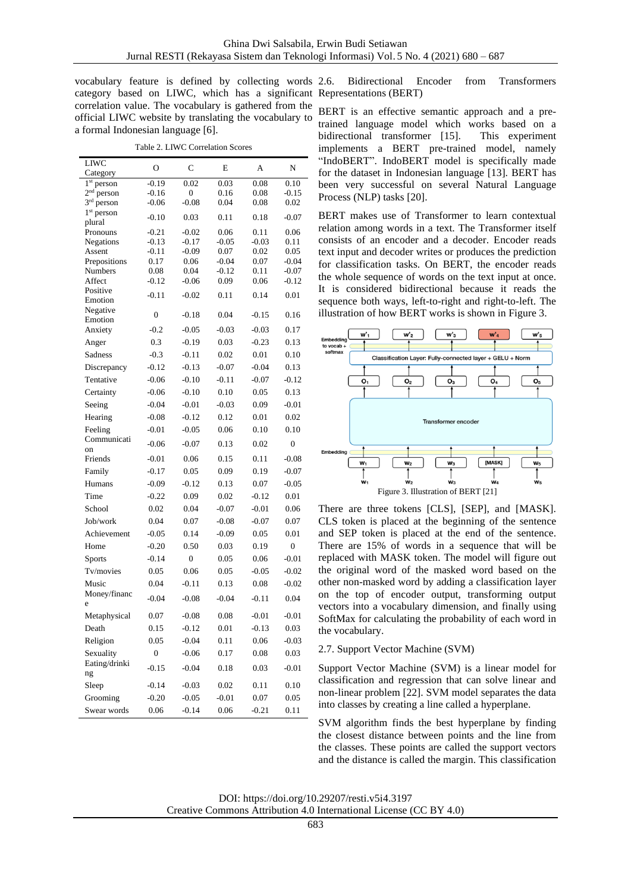vocabulary feature is defined by collecting words category based on LIWC, which has a significant correlation value. The vocabulary is gathered from the official LIWC website by translating the vocabulary to a formal Indonesian language [6].

Table 2. LIWC Correlation Scores

| LIWC Category | O | C | E | A | N |
|---|---|---|---|---|---|
| 1st person | -0.19 | 0.02 | 0.03 | 0.08 | 0.10 |
| 2nd person | -0.16 | 0 | 0.16 | 0.08 | -0.15 |
| 3rd person | -0.06 | -0.08 | 0.04 | 0.08 | 0.02 |
| 1st person plural | -0.10 | 0.03 | 0.11 | 0.18 | -0.07 |
| Pronouns | -0.21 | -0.02 | 0.06 | 0.11 | 0.06 |
| Negations | -0.13 | -0.17 | -0.05 | -0.03 | 0.11 |
| Assent | -0.11 | -0.09 | 0.07 | 0.02 | 0.05 |
| Prepositions | 0.17 | 0.06 | -0.04 | 0.07 | -0.04 |
| Numbers | 0.08 | 0.04 | -0.12 | 0.11 | -0.07 |
| Affect | -0.12 | -0.06 | 0.09 | 0.06 | -0.12 |
| Positive Emotion | -0.11 | -0.02 | 0.11 | 0.14 | 0.01 |
| Negative Emotion | 0 | -0.18 | 0.04 | -0.15 | 0.16 |
| Anxiety | -0.2 | -0.05 | -0.03 | -0.03 | 0.17 |
| Anger | 0.3 | -0.19 | 0.03 | -0.23 | 0.13 |
| Sadness | -0.3 | -0.11 | 0.02 | 0.01 | 0.10 |
| Discrepancy | -0.12 | -0.13 | -0.07 | -0.04 | 0.13 |
| Tentative | -0.06 | -0.10 | -0.11 | -0.07 | -0.12 |
| Certainty | -0.06 | -0.10 | 0.10 | 0.05 | 0.13 |
| Seeing | -0.04 | -0.01 | -0.03 | 0.09 | -0.01 |
| Hearing | -0.08 | -0.12 | 0.12 | 0.01 | 0.02 |
| Feeling | -0.01 | -0.05 | 0.06 | 0.10 | 0.10 |
| Communication | -0.06 | -0.07 | 0.13 | 0.02 | 0 |
| Friends | -0.01 | 0.06 | 0.15 | 0.11 | -0.08 |
| Family | -0.17 | 0.05 | 0.09 | 0.19 | -0.07 |
| Humans | -0.09 | -0.12 | 0.13 | 0.07 | -0.05 |
| Time | -0.22 | 0.09 | 0.02 | -0.12 | 0.01 |
| School | 0.02 | 0.04 | -0.07 | -0.01 | 0.06 |
| Job/work | 0.04 | 0.07 | -0.08 | -0.07 | 0.07 |
| Achievement | -0.05 | 0.14 | -0.09 | 0.05 | 0.01 |
| Home | -0.20 | 0.50 | 0.03 | 0.19 | 0 |
| Sports | -0.14 | 0 | 0.05 | 0.06 | -0.01 |
| Tv/movies | 0.05 | 0.06 | 0.05 | -0.05 | -0.02 |
| Music | 0.04 | -0.11 | 0.13 | 0.08 | -0.02 |
| Money/finance | -0.04 | -0.08 | -0.04 | -0.11 | 0.04 |
| Metaphysical | 0.07 | -0.08 | 0.08 | -0.01 | -0.01 |
| Death | 0.15 | -0.12 | 0.01 | -0.13 | 0.03 |
| Religion | 0.05 | -0.04 | 0.11 | 0.06 | -0.03 |
| Sexuality | 0 | -0.06 | 0.17 | 0.08 | 0.03 |
| Eating/drinking | -0.15 | -0.04 | 0.18 | 0.03 | -0.01 |
| Sleep | -0.14 | -0.03 | 0.02 | 0.11 | 0.10 |
| Grooming | -0.20 | -0.05 | -0.01 | 0.07 | 0.05 |
| Swear words | 0.06 | -0.14 | 0.06 | -0.21 | 0.11 |

2.6. Bidirectional Encoder from Transformers Representations (BERT)

BERT is an effective semantic approach and a pre-trained language model which works based on a bidirectional transformer [15]. This experiment implements a BERT pre-trained model, namely "IndoBERT". IndoBERT model is specifically made for the dataset in Indonesian language [13]. BERT has been very successful on several Natural Language Process (NLP) tasks [20].

BERT makes use of Transformer to learn contextual relation among words in a text. The Transformer itself consists of an encoder and a decoder. Encoder reads text input and decoder writes or produces the prediction for classification tasks. On BERT, the encoder reads the whole sequence of words on the text input at once. It is considered bidirectional because it reads the sequence both ways, left-to-right and right-to-left. The illustration of how BERT works is shown in Figure 3.

Figure 3. Illustration of BERT [21]

There are three tokens [CLS], [SEP], and [MASK]. CLS token is placed at the beginning of the sentence and SEP token is placed at the end of the sentence. There are 15% of words in a sequence that will be replaced with MASK token. The model will figure out the original word of the masked word based on the other non-masked word by adding a classification layer on the top of encoder output, transforming output vectors into a vocabulary dimension, and finally using SoftMax for calculating the probability of each word in the vocabulary.

2.7. Support Vector Machine (SVM)

Support Vector Machine (SVM) is a linear model for classification and regression that can solve linear and non-linear problem [22]. SVM model separates the data into classes by creating a line called a hyperplane.

SVM algorithm finds the best hyperplane by finding the closest distance between points and the line from the classes. These points are called the support vectors and the distance is called the margin. This classification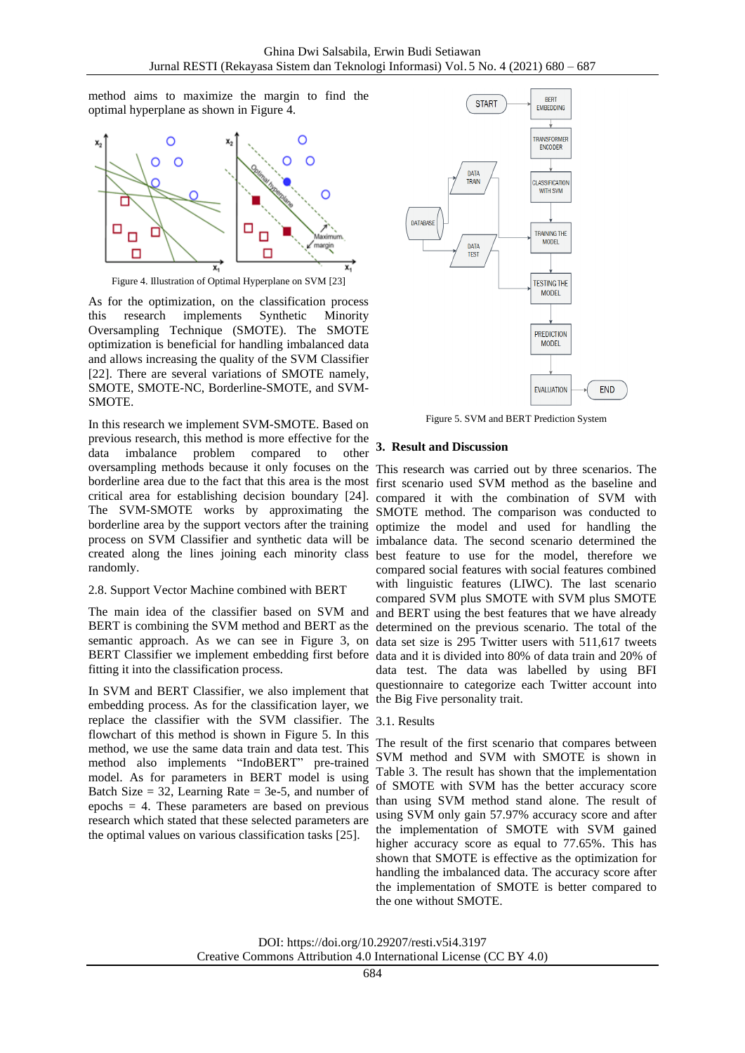method aims to maximize the margin to find the optimal hyperplane as shown in Figure 4.

Figure 4. Illustration of Optimal Hyperplane on SVM [23]

As for the optimization, on the classification process this research implements Synthetic Minority Oversampling Technique (SMOTE). The SMOTE optimization is beneficial for handling imbalanced data and allows increasing the quality of the SVM Classifier [22]. There are several variations of SMOTE namely, SMOTE, SMOTE-NC, Borderline-SMOTE, and SVM-SMOTE.

In this research we implement SVM-SMOTE. Based on previous research, this method is more effective for the data imbalance problem compared to other oversampling methods because it only focuses on the borderline area due to the fact that this area is the most critical area for establishing decision boundary [24]. The SVM-SMOTE works by approximating the borderline area by the support vectors after the training process on SVM Classifier and synthetic data will be created along the lines joining each minority class randomly.

### 2.8. Support Vector Machine combined with BERT

The main idea of the classifier based on SVM and BERT is combining the SVM method and BERT as the semantic approach. As we can see in Figure 3, on BERT Classifier we implement embedding first before fitting it into the classification process.

In SVM and BERT Classifier, we also implement that embedding process. As for the classification layer, we replace the classifier with the SVM classifier. The flowchart of this method is shown in Figure 5. In this method, we use the same data train and data test. This method also implements "IndoBERT" pre-trained model. As for parameters in BERT model is using Batch Size = 32, Learning Rate = 3e-5, and number of epochs = 4. These parameters are based on previous research which stated that these selected parameters are the optimal values on various classification tasks [25].

Figure 5. SVM and BERT Prediction System

## 3. Result and Discussion

This research was carried out by three scenarios. The first scenario used SVM method as the baseline and compared it with the combination of SVM with SMOTE method. The comparison was conducted to optimize the model and used for handling the imbalance data. The second scenario determined the best feature to use for the model, therefore we compared social features with social features combined with linguistic features (LIWC). The last scenario compared SVM plus SMOTE with SVM plus SMOTE and BERT using the best features that we have already determined on the previous scenario. The total of the data set size is 295 Twitter users with 511,617 tweets data and it is divided into 80% of data train and 20% of data test. The data was labelled by using BFI questionnaire to categorize each Twitter account into the Big Five personality trait.

### 3.1. Results

The result of the first scenario that compares between SVM method and SVM with SMOTE is shown in Table 3. The result has shown that the implementation of SMOTE with SVM has the better accuracy score than using SVM method stand alone. The result of using SVM only gain 57.97% accuracy score and after the implementation of SMOTE with SVM gained higher accuracy score as equal to 77.65%. This has shown that SMOTE is effective as the optimization for handling the imbalanced data. The accuracy score after the implementation of SMOTE is better compared to the one without SMOTE.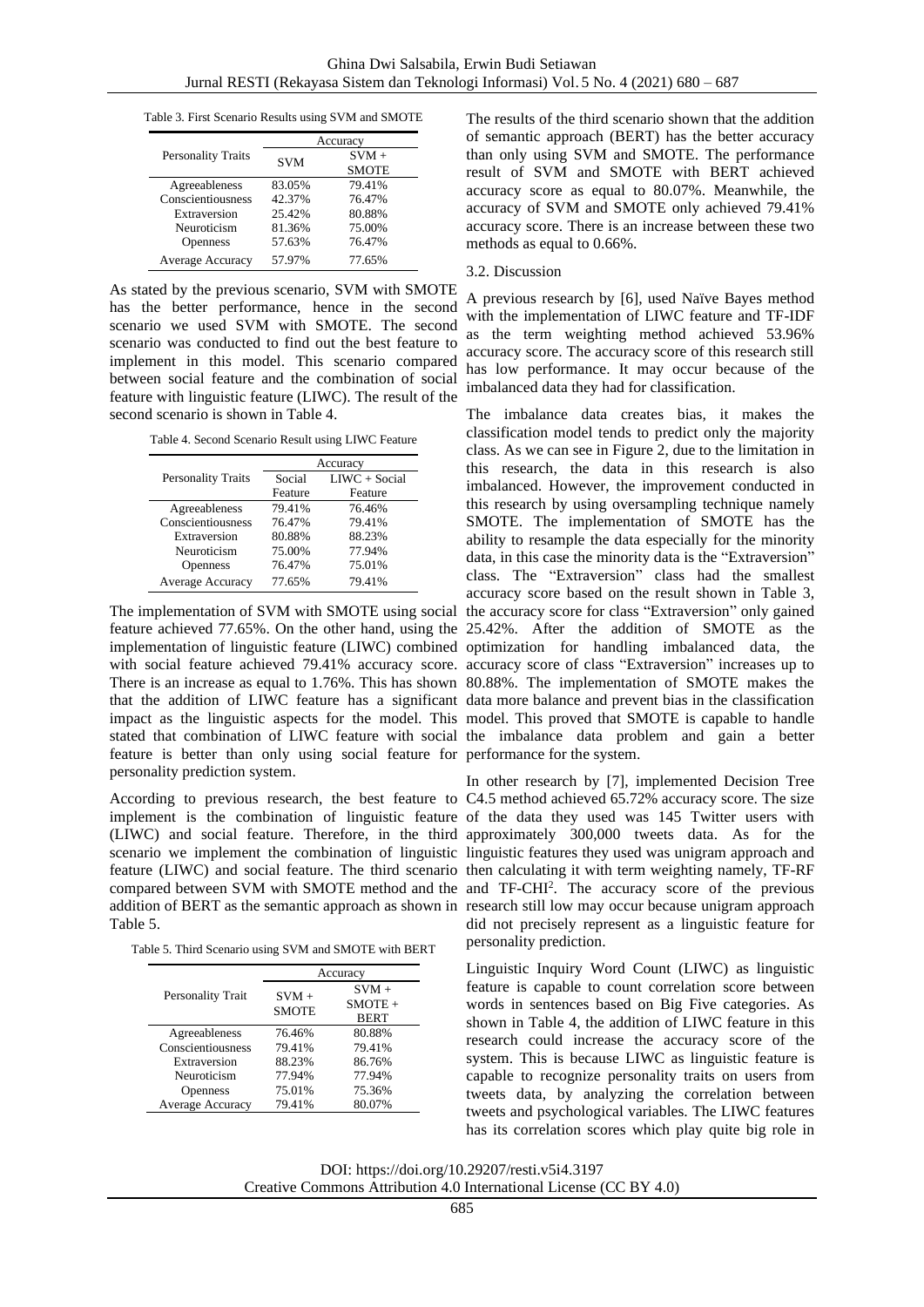Table 3. First Scenario Results using SVM and SMOTE

| Personality Traits | Accuracy | |
|---|---|---|
| | SVM | SVM + SMOTE |
| Agreeableness | 83.05% | 79.41% |
| Conscientiousness | 42.37% | 76.47% |
| Extraversion | 25.42% | 80.88% |
| Neuroticism | 81.36% | 75.00% |
| Openness | 57.63% | 76.47% |
| Average Accuracy | 57.97% | 77.65% |

As stated by the previous scenario, SVM with SMOTE has the better performance, hence in the second scenario we used SVM with SMOTE. The second scenario was conducted to find out the best feature to implement in this model. This scenario compared between social feature and the combination of social feature with linguistic feature (LIWC). The result of the second scenario is shown in Table 4.

Table 4. Second Scenario Result using LIWC Feature

| Personality Traits | Accuracy | |
|---|---|---|
| | Social Feature | LIWC + Social Feature |
| Agreeableness | 79.41% | 76.46% |
| Conscientiousness | 76.47% | 79.41% |
| Extraversion | 80.88% | 88.23% |
| Neuroticism | 75.00% | 77.94% |
| Openness | 76.47% | 75.01% |
| Average Accuracy | 77.65% | 79.41% |

The implementation of SVM with SMOTE using social feature achieved 77.65%. On the other hand, using the implementation of linguistic feature (LIWC) combined with social feature achieved 79.41% accuracy score. There is an increase as equal to 1.76%. This has shown that the addition of LIWC feature has a significant impact as the linguistic aspects for the model. This stated that combination of LIWC feature with social feature is better than only using social feature for personality prediction system.

According to previous research, the best feature to implement is the combination of linguistic feature (LIWC) and social feature. Therefore, in the third scenario we implement the combination of linguistic feature (LIWC) and social feature. The third scenario compared between SVM with SMOTE method and the addition of BERT as the semantic approach as shown in Table 5.

Table 5. Third Scenario using SVM and SMOTE with BERT

| Personality Trait | Accuracy | |
|---|---|---|
| | SVM + SMOTE | SVM + SMOTE + BERT |
| Agreeableness | 76.46% | 80.88% |
| Conscientiousness | 79.41% | 79.41% |
| Extraversion | 88.23% | 86.76% |
| Neuroticism | 77.94% | 77.94% |
| Openness | 75.01% | 75.36% |
| Average Accuracy | 79.41% | 80.07% |

The results of the third scenario shown that the addition of semantic approach (BERT) has the better accuracy than only using SVM and SMOTE. The performance result of SVM and SMOTE with BERT achieved accuracy score as equal to 80.07%. Meanwhile, the accuracy of SVM and SMOTE only achieved 79.41% accuracy score. There is an increase between these two methods as equal to 0.66%.

### 3.2. Discussion

A previous research by [6], used Naïve Bayes method with the implementation of LIWC feature and TF-IDF as the term weighting method achieved 53.96% accuracy score. The accuracy score of this research still has low performance. It may occur because of the imbalanced data they had for classification.

The imbalance data creates bias, it makes the classification model tends to predict only the majority class. As we can see in Figure 2, due to the limitation in this research, the data in this research is also imbalanced. However, the improvement conducted in this research by using oversampling technique namely SMOTE. The implementation of SMOTE has the ability to resample the data especially for the minority data, in this case the minority data is the "Extraversion" class. The "Extraversion" class had the smallest accuracy score based on the result shown in Table 3, the accuracy score for class "Extraversion" only gained 25.42%. After the addition of SMOTE as the optimization for handling imbalanced data, the accuracy score of class "Extraversion" increases up to 80.88%. The implementation of SMOTE makes the data more balance and prevent bias in the classification model. This proved that SMOTE is capable to handle the imbalance data problem and gain a better performance for the system.

In other research by [7], implemented Decision Tree C4.5 method achieved 65.72% accuracy score. The size of the data they used was 145 Twitter users with approximately 300,000 tweets data. As for the linguistic features they used was unigram approach and then calculating it with term weighting namely, TF-RF and TF-CHI[2]. The accuracy score of the previous research still low may occur because unigram approach did not precisely represent as a linguistic feature for personality prediction.

Linguistic Inquiry Word Count (LIWC) as linguistic feature is capable to count correlation score between words in sentences based on Big Five categories. As shown in Table 4, the addition of LIWC feature in this research could increase the accuracy score of the system. This is because LIWC as linguistic feature is capable to recognize personality traits on users from tweets data, by analyzing the correlation between tweets and psychological variables. The LIWC features has its correlation scores which play quite big role in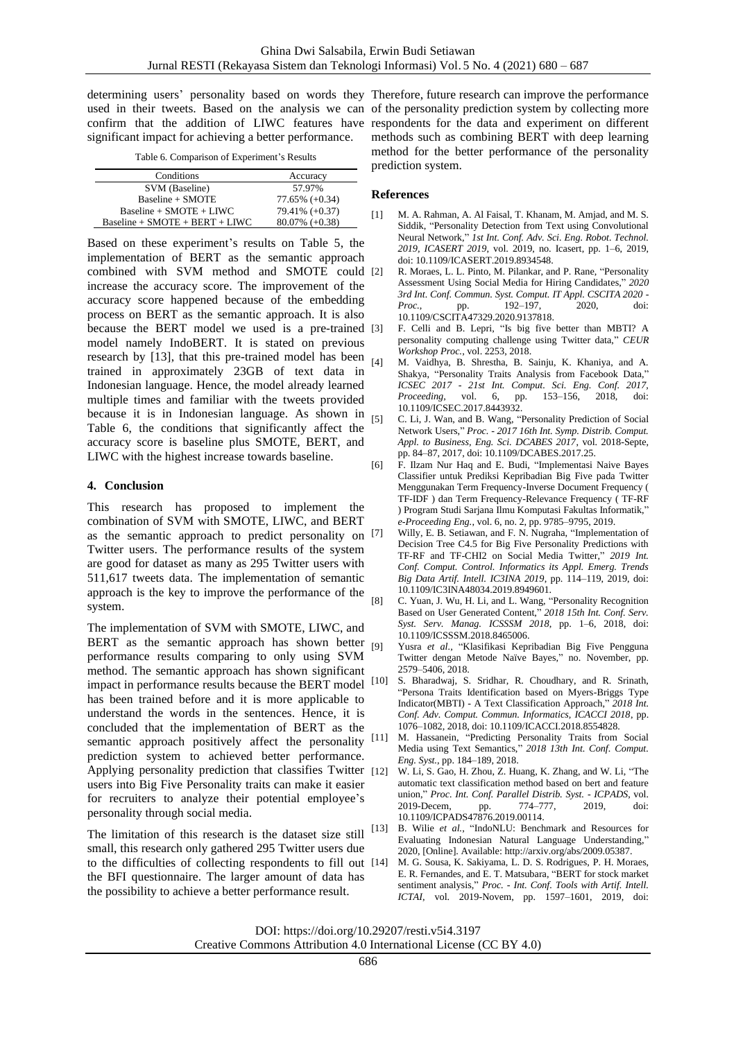determining users' personality based on words they used in their tweets. Based on the analysis we can confirm that the addition of LIWC features have significant impact for achieving a better performance.

Table 6. Comparison of Experiment's Results

| Conditions | Accuracy |
|---|---|
| SVM (Baseline) | 57.97% |
| Baseline + SMOTE | 77.65% (+0.34) |
| Baseline + SMOTE + LIWC | 79.41% (+0.37) |
| Baseline + SMOTE + BERT + LIWC | 80.07% (+0.38) |

Based on these experiment's results on Table 5, the implementation of BERT as the semantic approach combined with SVM method and SMOTE could increase the accuracy score. The improvement of the accuracy score happened because of the embedding process on BERT as the semantic approach. It is also because the BERT model we used is a pre-trained model namely IndoBERT. It is stated on previous research by [13], that this pre-trained model has been trained in approximately 23GB of text data in Indonesian language. Hence, the model already learned multiple times and familiar with the tweets provided because it is in Indonesian language. As shown in Table 6, the conditions that significantly affect the accuracy score is baseline plus SMOTE, BERT, and LIWC with the highest increase towards baseline.

## 4. Conclusion

This research has proposed to implement the combination of SVM with SMOTE, LIWC, and BERT as the semantic approach to predict personality on Twitter users. The performance results of the system are good for dataset as many as 295 Twitter users with 511,617 tweets data. The implementation of semantic approach is the key to improve the performance of the system.

The implementation of SVM with SMOTE, LIWC, and BERT as the semantic approach has shown better performance results comparing to only using SVM method. The semantic approach has shown significant impact in performance results because the BERT model has been trained before and it is more applicable to understand the words in the sentences. Hence, it is concluded that the implementation of BERT as the semantic approach positively affect the personality prediction system to achieved better performance. Applying personality prediction that classifies Twitter users into Big Five Personality traits can make it easier for recruiters to analyze their potential employee's personality through social media.

The limitation of this research is the dataset size still small, this research only gathered 295 Twitter users due to the difficulties of collecting respondents to fill out the BFI questionnaire. The larger amount of data has the possibility to achieve a better performance result. Therefore, future research can improve the performance of the personality prediction system by collecting more respondents for the data and experiment on different methods such as combining BERT with deep learning method for the better performance of the personality prediction system.

### References

[1] M. A. Rahman, A. Al Faisal, T. Khanam, M. Amjad, and M. S. Siddik, "Personality Detection from Text using Convolutional Neural Network," *1st Int. Conf. Adv. Sci. Eng. Robot. Technol. 2019, ICASERT 2019*, vol. 2019, no. Icasert, pp. 1–6, 2019, doi: 10.1109/ICASERT.2019.8934548.

[2] R. Moraes, L. L. Pinto, M. Pilankar, and P. Rane, "Personality Assessment Using Social Media for Hiring Candidates," *2020 3rd Int. Conf. Commun. Syst. Comput. IT Appl. CSCITA 2020 - Proc.*, pp. 192–197, 2020, doi: 10.1109/CSCITA47329.2020.9137818.

[3] F. Celli and B. Lepri, "Is big five better than MBTI? A personality computing challenge using Twitter data," *CEUR Workshop Proc.*, vol. 2253, 2018.

[4] M. Vaidhya, B. Shrestha, B. Sainju, K. Khaniya, and A. Shakya, "Personality Traits Analysis from Facebook Data," *ICSEC 2017 - 21st Int. Comput. Sci. Eng. Conf. 2017, Proceeding*, vol. 6, pp. 153–156, 2018, doi: 10.1109/ICSEC.2017.8443932.

[5] C. Li, J. Wan, and B. Wang, "Personality Prediction of Social Network Users," *Proc. - 2017 16th Int. Symp. Distrib. Comput. Appl. to Business, Eng. Sci. DCABES 2017*, vol. 2018-Septe, pp. 84–87, 2017, doi: 10.1109/DCABES.2017.25.

[6] F. Ilzam Nur Haq and E. Budi, "Implementasi Naive Bayes Classifier untuk Prediksi Kepribadian Big Five pada Twitter Menggunakan Term Frequency-Inverse Document Frequency ( TF-IDF ) and Term Frequency-Relevance Frequency ( TF-RF ) Program Studi Sarjana Ilmu Komputasi Fakultas Informatik," *e-Proceeding Eng.*, vol. 6, no. 2, pp. 9785–9795, 2019.

[7] Willy, E. B. Setiawan, and F. N. Nugraha, "Implementation of Decision Tree C4.5 for Big Five Personality Predictions with TF-RF and TF-CHI2 on Social Media Twitter," *2019 Int. Conf. Comput. Control. Informatics its Appl. Emerg. Trends Big Data Artif. Intell. IC3INA 2019*, pp. 114–119, 2019, doi: 10.1109/IC3INA48034.2019.8949601.

[8] C. Yuan, J. Wu, H. Li, and L. Wang, "Personality Recognition Based on User Generated Content," *2018 15th Int. Conf. Serv. Syst. Serv. Manag. ICSSSM 2018*, pp. 1–6, 2018, doi: 10.1109/ICSSSM.2018.8465006.

[9] Yusra *et al.*, "Klasifikasi Kepribadian Big Five Pengguna Twitter dengan Metode Naïve Bayes," no. November, pp. 2579–5406, 2018.

[10] S. Bharadwaj, S. Sridhar, R. Choudhary, and R. Srinath, "Persona Traits Identification based on Myers-Briggs Type Indicator(MBTI) - A Text Classification Approach," *2018 Int. Conf. Adv. Comput. Commun. Informatics, ICACCI 2018*, pp. 1076–1082, 2018, doi: 10.1109/ICACCI.2018.8554828.

[11] M. Hassanein, "Predicting Personality Traits from Social Media using Text Semantics," *2018 13th Int. Conf. Comput. Eng. Syst.*, pp. 184–189, 2018.

[12] W. Li, S. Gao, H. Zhou, Z. Huang, K. Zhang, and W. Li, "The automatic text classification method based on bert and feature union," *Proc. Int. Conf. Parallel Distrib. Syst. - ICPADS*, vol. 2019-Decem, pp. 774–777, 2019, doi: 10.1109/ICPADS47876.2019.00114.

[13] B. Wilie *et al.*, "IndoNLU: Benchmark and Resources for Evaluating Indonesian Natural Language Understanding," 2020, [Online]. Available: http://arxiv.org/abs/2009.05387.

[14] M. G. Sousa, K. Sakiyama, L. D. S. Rodrigues, P. H. Moraes, E. R. Fernandes, and E. T. Matsubara, "BERT for stock market sentiment analysis," *Proc. - Int. Conf. Tools with Artif. Intell. ICTAI*, vol. 2019-Novem, pp. 1597–1601, 2019, doi: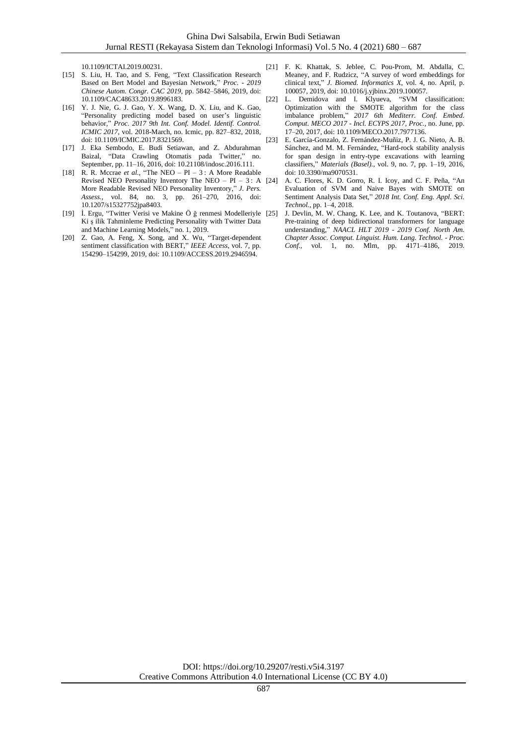10.1109/ICTAI.2019.00231.

[15] S. Liu, H. Tao, and S. Feng, "Text Classification Research Based on Bert Model and Bayesian Network," *Proc. - 2019 Chinese Autom. Congr. CAC 2019*, pp. 5842–5846, 2019, doi: 10.1109/CAC48633.2019.8996183.

[16] Y. J. Nie, G. J. Gao, Y. X. Wang, D. X. Liu, and K. Gao, "Personality predicting model based on user's linguistic behavior," *Proc. 2017 9th Int. Conf. Model. Identif. Control. ICMIC 2017*, vol. 2018-March, no. Icmic, pp. 827–832, 2018, doi: 10.1109/ICMIC.2017.8321569.

[17] J. Eka Sembodo, E. Budi Setiawan, and Z. Abdurahman Baizal, "Data Crawling Otomatis pada Twitter," no. September, pp. 11–16, 2016, doi: 10.21108/indosc.2016.111.

[18] R. R. Mccrae *et al.*, "The NEO – PI – 3 : A More Readable Revised NEO Personality Inventory The NEO – PI – 3 : A More Readable Revised NEO Personality Inventory," *J. Pers. Assess.*, vol. 84, no. 3, pp. 261–270, 2016, doi: 10.1207/s15327752jpa8403.

[19] İ. Ergu, "Twitter Verisi ve Makine Ö ğ renmesi Modelleriyle Ki ş ilik Tahminleme Predicting Personality with Twitter Data and Machine Learning Models," no. 1, 2019.

[20] Z. Gao, A. Feng, X. Song, and X. Wu, "Target-dependent sentiment classification with BERT," *IEEE Access*, vol. 7, pp. 154290–154299, 2019, doi: 10.1109/ACCESS.2019.2946594.

[21] F. K. Khattak, S. Jeblee, C. Pou-Prom, M. Abdalla, C. Meaney, and F. Rudzicz, "A survey of word embeddings for clinical text," *J. Biomed. Informatics X*, vol. 4, no. April, p. 100057, 2019, doi: 10.1016/j.yjbinx.2019.100057.

[22] L. Demidova and I. Klyueva, "SVM classification: Optimization with the SMOTE algorithm for the class imbalance problem," *2017 6th Mediterr. Conf. Embed. Comput. MECO 2017 - Incl. ECYPS 2017, Proc.*, no. June, pp. 17–20, 2017, doi: 10.1109/MECO.2017.7977136.

[23] E. García-Gonzalo, Z. Fernández-Muñiz, P. J. G. Nieto, A. B. Sánchez, and M. M. Fernández, "Hard-rock stability analysis for span design in entry-type excavations with learning classifiers," *Materials (Basel).*, vol. 9, no. 7, pp. 1–19, 2016, doi: 10.3390/ma9070531.

[24] A. C. Flores, K. D. Gorro, R. I. Icoy, and C. F. Peña, "An Evaluation of SVM and Naive Bayes with SMOTE on Sentiment Analysis Data Set," *2018 Int. Conf. Eng. Appl. Sci. Technol.*, pp. 1–4, 2018.

[25] J. Devlin, M. W. Chang, K. Lee, and K. Toutanova, "BERT: Pre-training of deep bidirectional transformers for language understanding," *NAACL HLT 2019 - 2019 Conf. North Am. Chapter Assoc. Comput. Linguist. Hum. Lang. Technol. - Proc. Conf.*, vol. 1, no. Mlm, pp. 4171–4186, 2019.